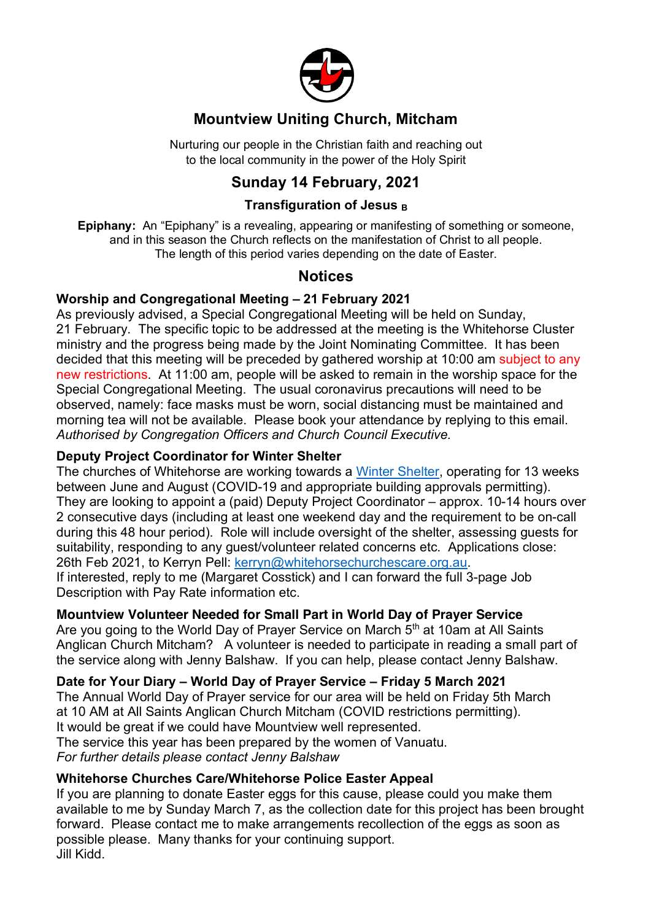# Mountview Uniting Church, Mitcham

Nurturing our people in the Christian faith and reaching out
to the local community in the power of the Holy Spirit

## Sunday 14 February, 2021

### Transfiguration of Jesus $_B$

**Epiphany:** An "Epiphany" is a revealing, appearing or manifesting of something or someone, and in this season the Church reflects on the manifestation of Christ to all people. The length of this period varies depending on the date of Easter.

## Notices

### Worship and Congregational Meeting – 21 February 2021

As previously advised, a Special Congregational Meeting will be held on Sunday, 21 February. The specific topic to be addressed at the meeting is the Whitehorse Cluster ministry and the progress being made by the Joint Nominating Committee. It has been decided that this meeting will be preceded by gathered worship at 10:00 am subject to any new restrictions. At 11:00 am, people will be asked to remain in the worship space for the Special Congregational Meeting. The usual coronavirus precautions will need to be observed, namely: face masks must be worn, social distancing must be maintained and morning tea will not be available. Please book your attendance by replying to this email.
*Authorised by Congregation Officers and Church Council Executive.*

### Deputy Project Coordinator for Winter Shelter

The churches of Whitehorse are working towards a Winter Shelter, operating for 13 weeks between June and August (COVID-19 and appropriate building approvals permitting). They are looking to appoint a (paid) Deputy Project Coordinator – approx. 10-14 hours over 2 consecutive days (including at least one weekend day and the requirement to be on-call during this 48 hour period). Role will include oversight of the shelter, assessing guests for suitability, responding to any guest/volunteer related concerns etc. Applications close: 26th Feb 2021, to Kerryn Pell: kerryn@whitehorsechurchescare.org.au.
If interested, reply to me (Margaret Cosstick) and I can forward the full 3-page Job Description with Pay Rate information etc.

### Mountview Volunteer Needed for Small Part in World Day of Prayer Service

Are you going to the World Day of Prayer Service on March 5th at 10am at All Saints Anglican Church Mitcham? A volunteer is needed to participate in reading a small part of the service along with Jenny Balshaw. If you can help, please contact Jenny Balshaw.

### Date for Your Diary – World Day of Prayer Service – Friday 5 March 2021

The Annual World Day of Prayer service for our area will be held on Friday 5th March at 10 AM at All Saints Anglican Church Mitcham (COVID restrictions permitting).
It would be great if we could have Mountview well represented.
The service this year has been prepared by the women of Vanuatu.
*For further details please contact Jenny Balshaw*

### Whitehorse Churches Care/Whitehorse Police Easter Appeal

If you are planning to donate Easter eggs for this cause, please could you make them available to me by Sunday March 7, as the collection date for this project has been brought forward. Please contact me to make arrangements recollection of the eggs as soon as possible please. Many thanks for your continuing support.
Jill Kidd.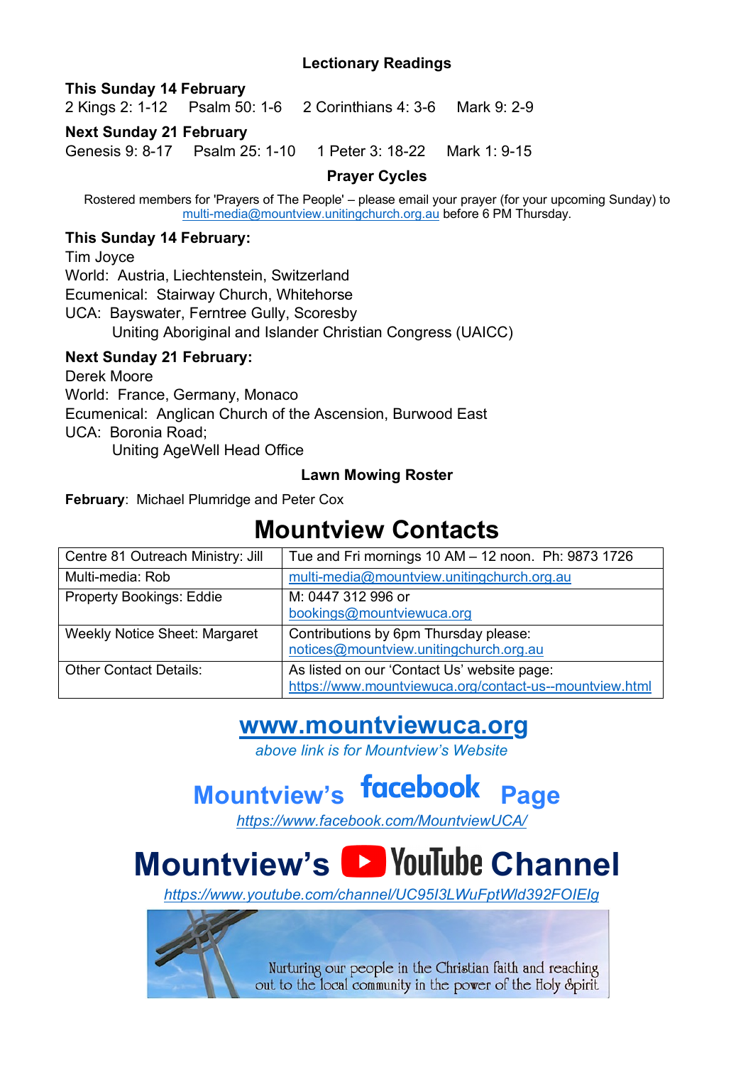### Lectionary Readings

**This Sunday 14 February**
2 Kings 2: 1-12 Psalm 50: 1-6 2 Corinthians 4: 3-6 Mark 9: 2-9

**Next Sunday 21 February**
Genesis 9: 8-17 Psalm 25: 1-10 1 Peter 3: 18-22 Mark 1: 9-15

### Prayer Cycles

Rostered members for 'Prayers of The People' – please email your prayer (for your upcoming Sunday) to multi-media@mountview.unitingchurch.org.au before 6 PM Thursday.

**This Sunday 14 February:**
Tim Joyce
World: Austria, Liechtenstein, Switzerland
Ecumenical: Stairway Church, Whitehorse
UCA: Bayswater, Ferntree Gully, Scoresby
Uniting Aboriginal and Islander Christian Congress (UAICC)

**Next Sunday 21 February:**
Derek Moore
World: France, Germany, Monaco
Ecumenical: Anglican Church of the Ascension, Burwood East
UCA: Boronia Road;
Uniting AgeWell Head Office

### Lawn Mowing Roster

**February**: Michael Plumridge and Peter Cox

## Mountview Contacts

| | |
|---|---|
| Centre 81 Outreach Ministry: Jill | Tue and Fri mornings 10 AM – 12 noon. Ph: 9873 1726 |
| Multi-media: Rob | multi-media@mountview.unitingchurch.org.au |
| Property Bookings: Eddie | M: 0447 312 996 or bookings@mountviewuca.org |
| Weekly Notice Sheet: Margaret | Contributions by 6pm Thursday please: notices@mountview.unitingchurch.org.au |
| Other Contact Details: | As listed on our 'Contact Us' website page: https://www.mountviewuca.org/contact-us--mountview.html |

**www.mountviewuca.org**
*above link is for Mountview's Website*

**Mountview's facebook Page**
*https://www.facebook.com/MountviewUCA/*

**Mountview's YouTube Channel**
*https://www.youtube.com/channel/UC95I3LWuFptWld392FOIElg*

Nurturing our people in the Christian faith and reaching out to the local community in the power of the Holy Spirit